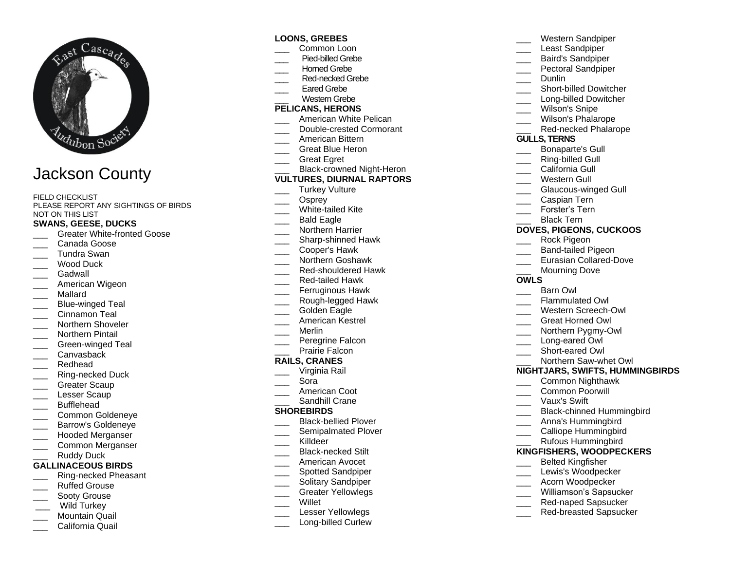# Jackson County

FIELD CHECKLIST
PLEASE REPORT ANY SIGHTINGS OF BIRDS NOT ON THIS LIST

### SWANS, GEESE, DUCKS

___ Greater White-fronted Goose
___ Canada Goose
___ Tundra Swan
___ Wood Duck
___ Gadwall
___ American Wigeon
___ Mallard
___ Blue-winged Teal
___ Cinnamon Teal
___ Northern Shoveler
___ Northern Pintail
___ Green-winged Teal
___ Canvasback
___ Redhead
___ Ring-necked Duck
___ Greater Scaup
___ Lesser Scaup
___ Bufflehead
___ Common Goldeneye
___ Barrow's Goldeneye
___ Hooded Merganser
___ Common Merganser
___ Ruddy Duck

### GALLINACEOUS BIRDS

___ Ring-necked Pheasant
___ Ruffed Grouse
___ Sooty Grouse
___ Wild Turkey
___ Mountain Quail
___ California Quail

### LOONS, GREBES

___ Common Loon
___ Pied-billed Grebe
___ Horned Grebe
___ Red-necked Grebe
___ Eared Grebe
___ Western Grebe

### PELICANS, HERONS

___ American White Pelican
___ Double-crested Cormorant
___ American Bittern
___ Great Blue Heron
___ Great Egret
___ Black-crowned Night-Heron

### VULTURES, DIURNAL RAPTORS

___ Turkey Vulture
___ Osprey
___ White-tailed Kite
___ Bald Eagle
___ Northern Harrier
___ Sharp-shinned Hawk
___ Cooper's Hawk
___ Northern Goshawk
___ Red-shouldered Hawk
___ Red-tailed Hawk
___ Ferruginous Hawk
___ Rough-legged Hawk
___ Golden Eagle
___ American Kestrel
___ Merlin
___ Peregrine Falcon
___ Prairie Falcon

### RAILS, CRANES

___ Virginia Rail
___ Sora
___ American Coot
___ Sandhill Crane

### SHOREBIRDS

___ Black-bellied Plover
___ Semipalmated Plover
___ Killdeer
___ Black-necked Stilt
___ American Avocet
___ Spotted Sandpiper
___ Solitary Sandpiper
___ Greater Yellowlegs
___ Willet
___ Lesser Yellowlegs
___ Long-billed Curlew
___ Western Sandpiper
___ Least Sandpiper
___ Baird's Sandpiper
___ Pectoral Sandpiper
___ Dunlin
___ Short-billed Dowitcher
___ Long-billed Dowitcher
___ Wilson's Snipe
___ Wilson's Phalarope
___ Red-necked Phalarope

### GULLS, TERNS

___ Bonaparte's Gull
___ Ring-billed Gull
___ California Gull
___ Western Gull
___ Glaucous-winged Gull
___ Caspian Tern
___ Forster's Tern
___ Black Tern

### DOVES, PIGEONS, CUCKOOS

___ Rock Pigeon
___ Band-tailed Pigeon
___ Eurasian Collared-Dove
___ Mourning Dove

### OWLS

___ Barn Owl
___ Flammulated Owl
___ Western Screech-Owl
___ Great Horned Owl
___ Northern Pygmy-Owl
___ Long-eared Owl
___ Short-eared Owl
___ Northern Saw-whet Owl

### NIGHTJARS, SWIFTS, HUMMINGBIRDS

___ Common Nighthawk
___ Common Poorwill
___ Vaux's Swift
___ Black-chinned Hummingbird
___ Anna's Hummingbird
___ Calliope Hummingbird
___ Rufous Hummingbird

### KINGFISHERS, WOODPECKERS

___ Belted Kingfisher
___ Lewis's Woodpecker
___ Acorn Woodpecker
___ Williamson's Sapsucker
___ Red-naped Sapsucker
___ Red-breasted Sapsucker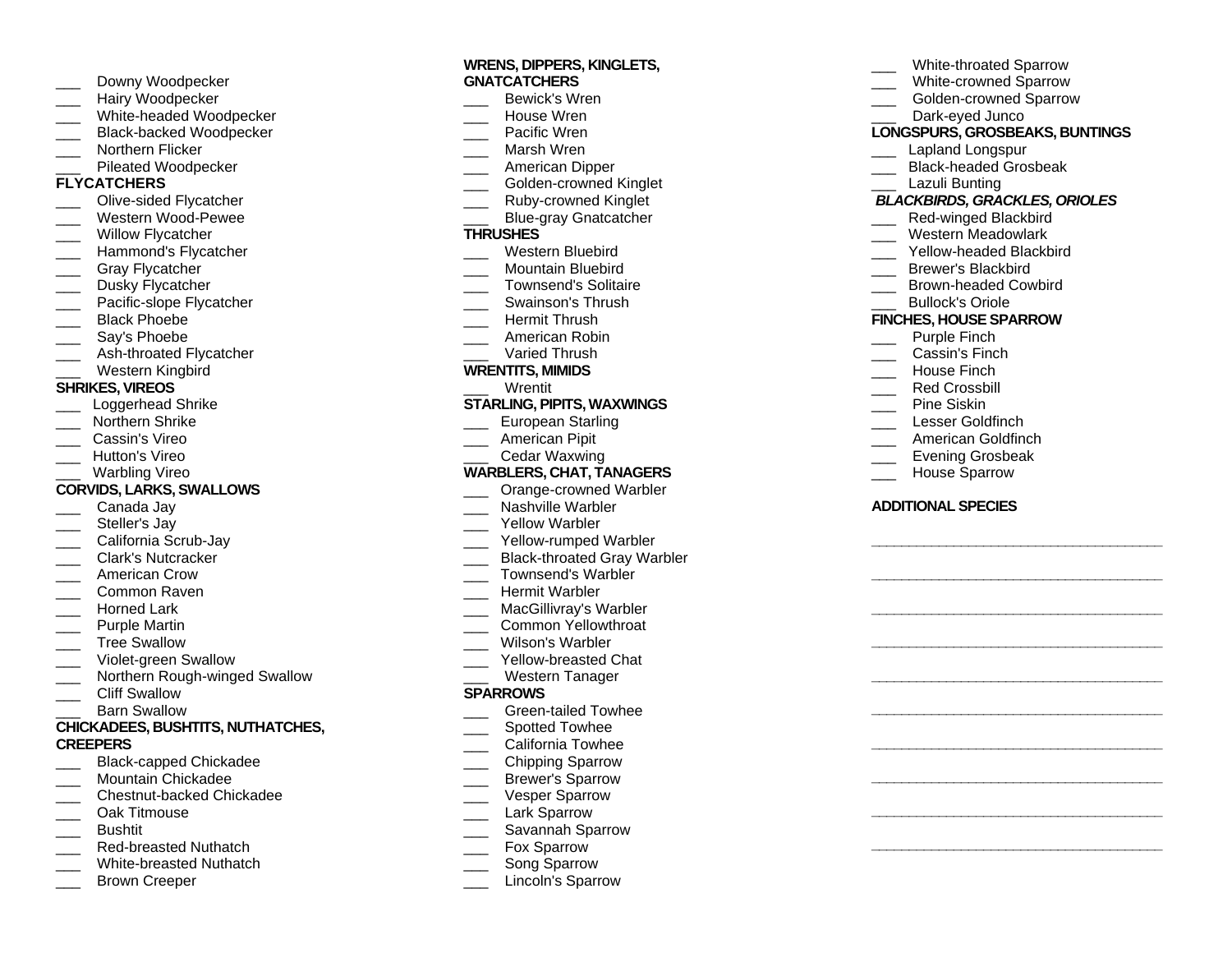___ Downy Woodpecker
___ Hairy Woodpecker
___ White-headed Woodpecker
___ Black-backed Woodpecker
___ Northern Flicker
___ Pileated Woodpecker

**FLYCATCHERS**

___ Olive-sided Flycatcher
___ Western Wood-Pewee
___ Willow Flycatcher
___ Hammond's Flycatcher
___ Gray Flycatcher
___ Dusky Flycatcher
___ Pacific-slope Flycatcher
___ Black Phoebe
___ Say's Phoebe
___ Ash-throated Flycatcher
___ Western Kingbird

**SHRIKES, VIREOS**

___ Loggerhead Shrike
___ Northern Shrike
___ Cassin's Vireo
___ Hutton's Vireo
___ Warbling Vireo

**CORVIDS, LARKS, SWALLOWS**

___ Canada Jay
___ Steller's Jay
___ California Scrub-Jay
___ Clark's Nutcracker
___ American Crow
___ Common Raven
___ Horned Lark
___ Purple Martin
___ Tree Swallow
___ Violet-green Swallow
___ Northern Rough-winged Swallow
___ Cliff Swallow
___ Barn Swallow

**CHICKADEES, BUSHTITS, NUTHATCHES, CREEPERS**

___ Black-capped Chickadee
___ Mountain Chickadee
___ Chestnut-backed Chickadee
___ Oak Titmouse
___ Bushtit
___ Red-breasted Nuthatch
___ White-breasted Nuthatch
___ Brown Creeper

**WRENS, DIPPERS, KINGLETS, GNATCATCHERS**

___ Bewick's Wren
___ House Wren
___ Pacific Wren
___ Marsh Wren
___ American Dipper
___ Golden-crowned Kinglet
___ Ruby-crowned Kinglet
___ Blue-gray Gnatcatcher

**THRUSHES**

___ Western Bluebird
___ Mountain Bluebird
___ Townsend's Solitaire
___ Swainson's Thrush
___ Hermit Thrush
___ American Robin
___ Varied Thrush

**WRENTITS, MIMIDS**

___ Wrentit

**STARLING, PIPITS, WAXWINGS**

___ European Starling
___ American Pipit
___ Cedar Waxwing

**WARBLERS, CHAT, TANAGERS**

___ Orange-crowned Warbler
___ Nashville Warbler
___ Yellow Warbler
___ Yellow-rumped Warbler
___ Black-throated Gray Warbler
___ Townsend's Warbler
___ Hermit Warbler
___ MacGillivray's Warbler
___ Common Yellowthroat
___ Wilson's Warbler
___ Yellow-breasted Chat
___ Western Tanager

**SPARROWS**

___ Green-tailed Towhee
___ Spotted Towhee
___ California Towhee
___ Chipping Sparrow
___ Brewer's Sparrow
___ Vesper Sparrow
___ Lark Sparrow
___ Savannah Sparrow
___ Fox Sparrow
___ Song Sparrow
___ Lincoln's Sparrow
___ White-throated Sparrow
___ White-crowned Sparrow
___ Golden-crowned Sparrow
___ Dark-eyed Junco

**LONGSPURS, GROSBEAKS, BUNTINGS**

___ Lapland Longspur
___ Black-headed Grosbeak
___ Lazuli Bunting

***BLACKBIRDS, GRACKLES, ORIOLES***

___ Red-winged Blackbird
___ Western Meadowlark
___ Yellow-headed Blackbird
___ Brewer's Blackbird
___ Brown-headed Cowbird
___ Bullock's Oriole

**FINCHES, HOUSE SPARROW**

___ Purple Finch
___ Cassin's Finch
___ House Finch
___ Red Crossbill
___ Pine Siskin
___ Lesser Goldfinch
___ American Goldfinch
___ Evening Grosbeak
___ House Sparrow

**ADDITIONAL SPECIES**

______________________________________

______________________________________

______________________________________

______________________________________

______________________________________

______________________________________

______________________________________

______________________________________

______________________________________

______________________________________